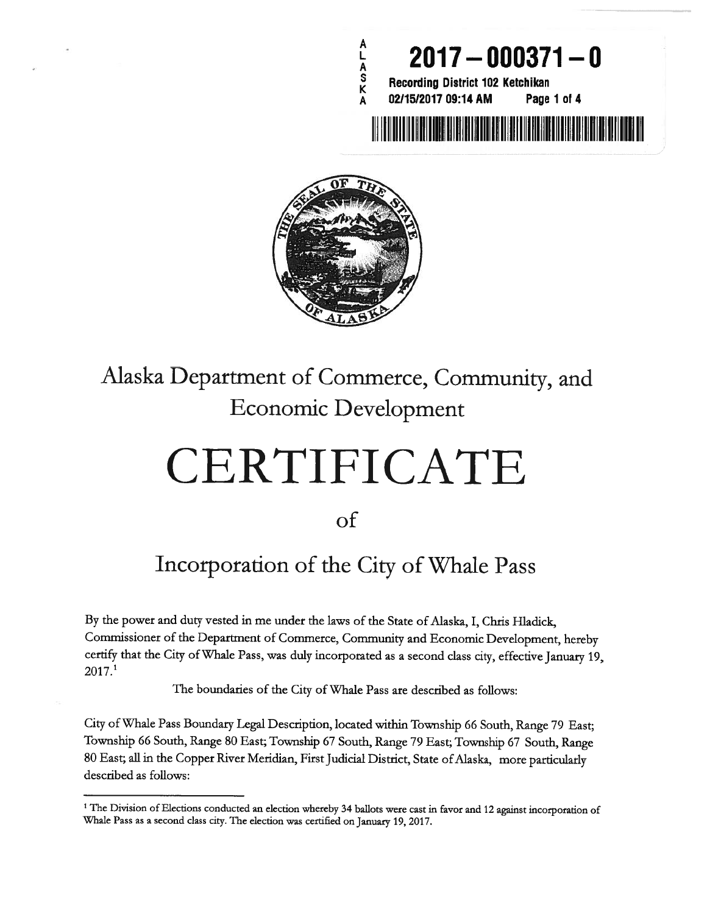ALASKA

**2017 – 000371 – 0**

**Recording District 102 Ketchikan**
**02/15/2017 09:14 AM Page 1 of 4**

# Alaska Department of Commerce, Community, and Economic Development

# CERTIFICATE

## of

## Incorporation of the City of Whale Pass

By the power and duty vested in me under the laws of the State of Alaska, I, Chris Hladick, Commissioner of the Department of Commerce, Community and Economic Development, hereby certify that the City of Whale Pass, was duly incorporated as a second class city, effective January 19, 2017.[1]

The boundaries of the City of Whale Pass are described as follows:

City of Whale Pass Boundary Legal Description, located within Township 66 South, Range 79 East; Township 66 South, Range 80 East; Township 67 South, Range 79 East; Township 67 South, Range 80 East; all in the Copper River Meridian, First Judicial District, State of Alaska, more particularly described as follows:

---

[1] The Division of Elections conducted an election whereby 34 ballots were cast in favor and 12 against incorporation of Whale Pass as a second class city. The election was certified on January 19, 2017.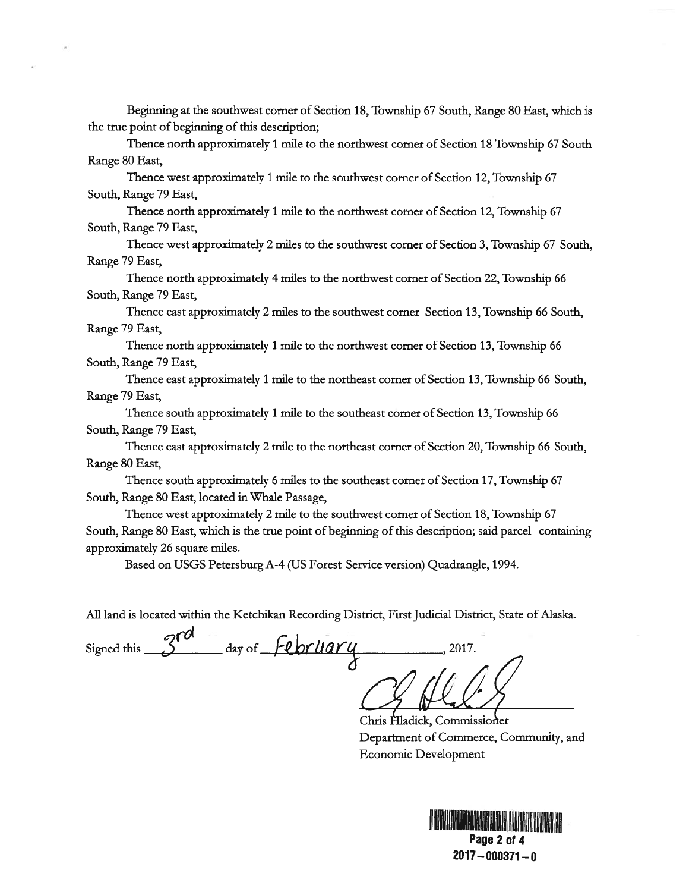Beginning at the southwest corner of Section 18, Township 67 South, Range 80 East, which is the true point of beginning of this description;

Thence north approximately 1 mile to the northwest corner of Section 18 Township 67 South Range 80 East,

Thence west approximately 1 mile to the southwest corner of Section 12, Township 67 South, Range 79 East,

Thence north approximately 1 mile to the northwest corner of Section 12, Township 67 South, Range 79 East,

Thence west approximately 2 miles to the southwest corner of Section 3, Township 67 South, Range 79 East,

Thence north approximately 4 miles to the northwest corner of Section 22, Township 66 South, Range 79 East,

Thence east approximately 2 miles to the southwest corner Section 13, Township 66 South, Range 79 East,

Thence north approximately 1 mile to the northwest corner of Section 13, Township 66 South, Range 79 East,

Thence east approximately 1 mile to the northeast corner of Section 13, Township 66 South, Range 79 East,

Thence south approximately 1 mile to the southeast corner of Section 13, Township 66 South, Range 79 East,

Thence east approximately 2 mile to the northeast corner of Section 20, Township 66 South, Range 80 East,

Thence south approximately 6 miles to the southeast corner of Section 17, Township 67 South, Range 80 East, located in Whale Passage,

Thence west approximately 2 mile to the southwest corner of Section 18, Township 67 South, Range 80 East, which is the true point of beginning of this description; said parcel containing approximately 26 square miles.

Based on USGS Petersburg A-4 (US Forest Service version) Quadrangle, 1994.

All land is located within the Ketchikan Recording District, First Judicial District, State of Alaska.

Signed this 3rd day of February, 2017.

Chris Hladick, Commissioner
Department of Commerce, Community, and Economic Development

2017-000371-0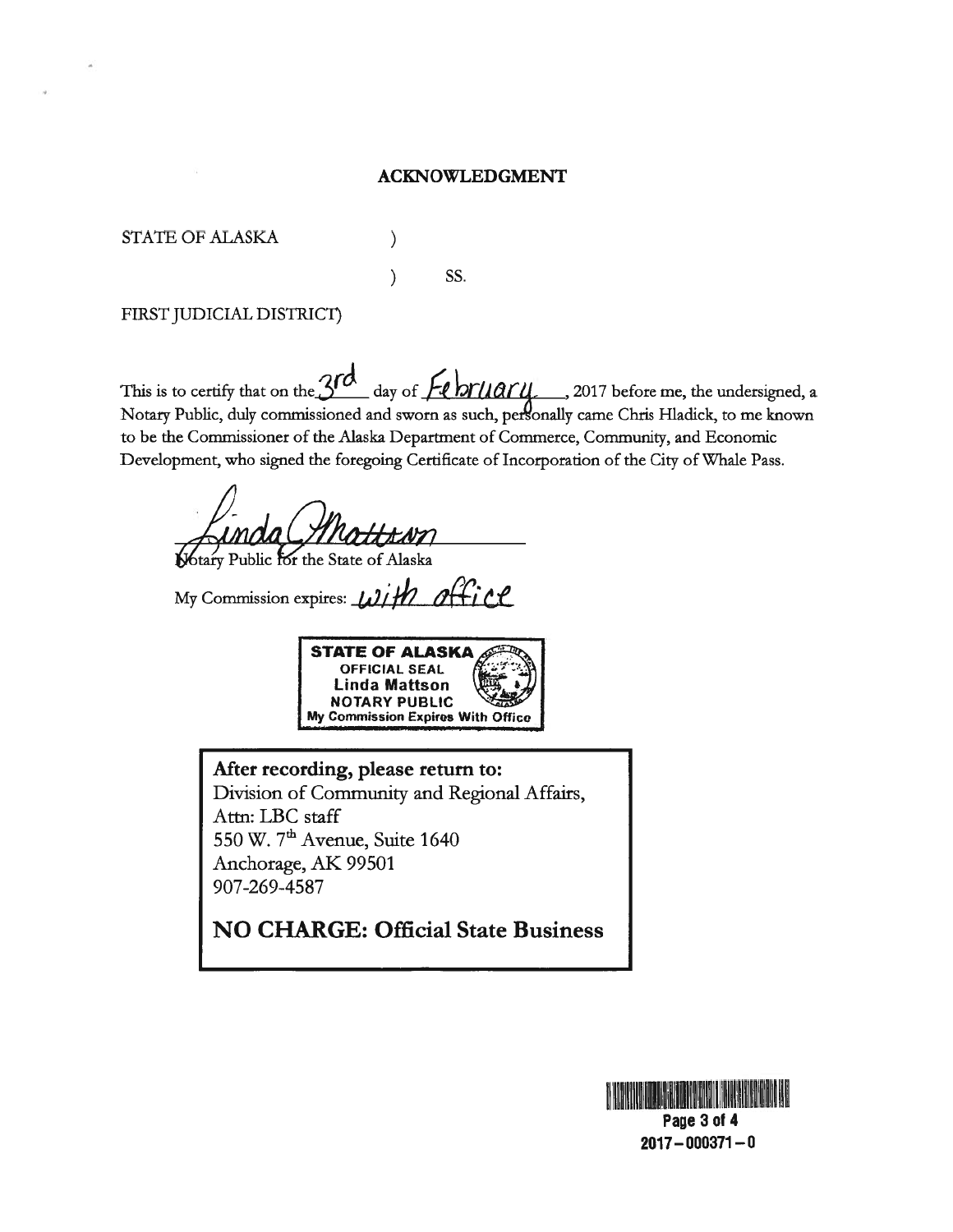## ACKNOWLEDGMENT

STATE OF ALASKA )

) SS.

FIRST JUDICIAL DISTRICT)

This is to certify that on the 3rd day of February, 2017 before me, the undersigned, a Notary Public, duly commissioned and sworn as such, personally came Chris Hladick, to me known to be the Commissioner of the Alaska Department of Commerce, Community, and Economic Development, who signed the foregoing Certificate of Incorporation of the City of Whale Pass.

Linda Mattson

Notary Public for the State of Alaska

My Commission expires: with office

STATE OF ALASKA
OFFICIAL SEAL
Linda Mattson
NOTARY PUBLIC
My Commission Expires With Office

**After recording, please return to:**
Division of Community and Regional Affairs,
Attn: LBC staff
550 W. 7th Avenue, Suite 1640
Anchorage, AK 99501
907-269-4587

**NO CHARGE: Official State Business**

2017-000371-0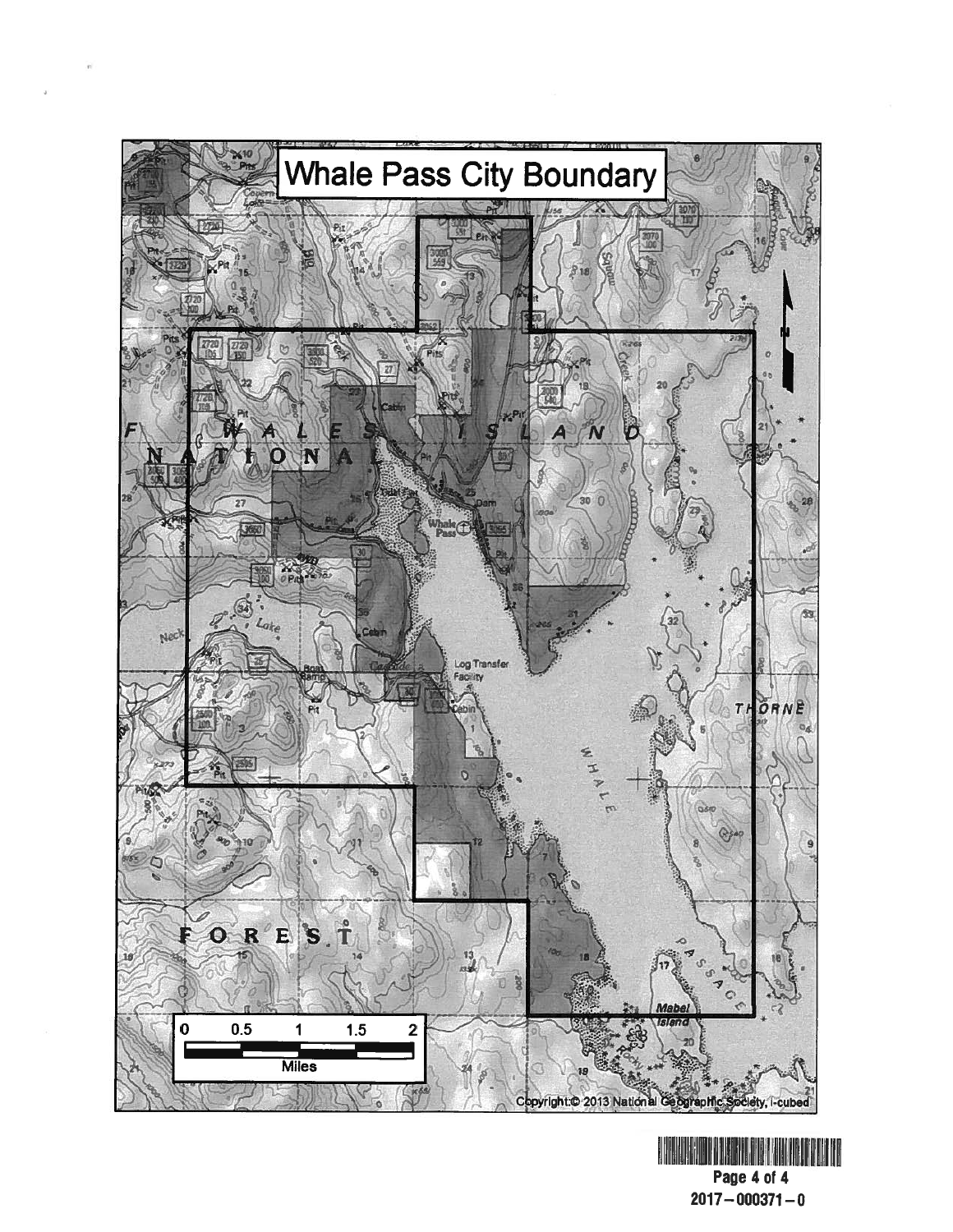# Whale Pass City Boundary

0 0.5 1 1.5 2

Miles

Copyright:© 2013 National Geographic Society, i-cubed

2017–000371–0